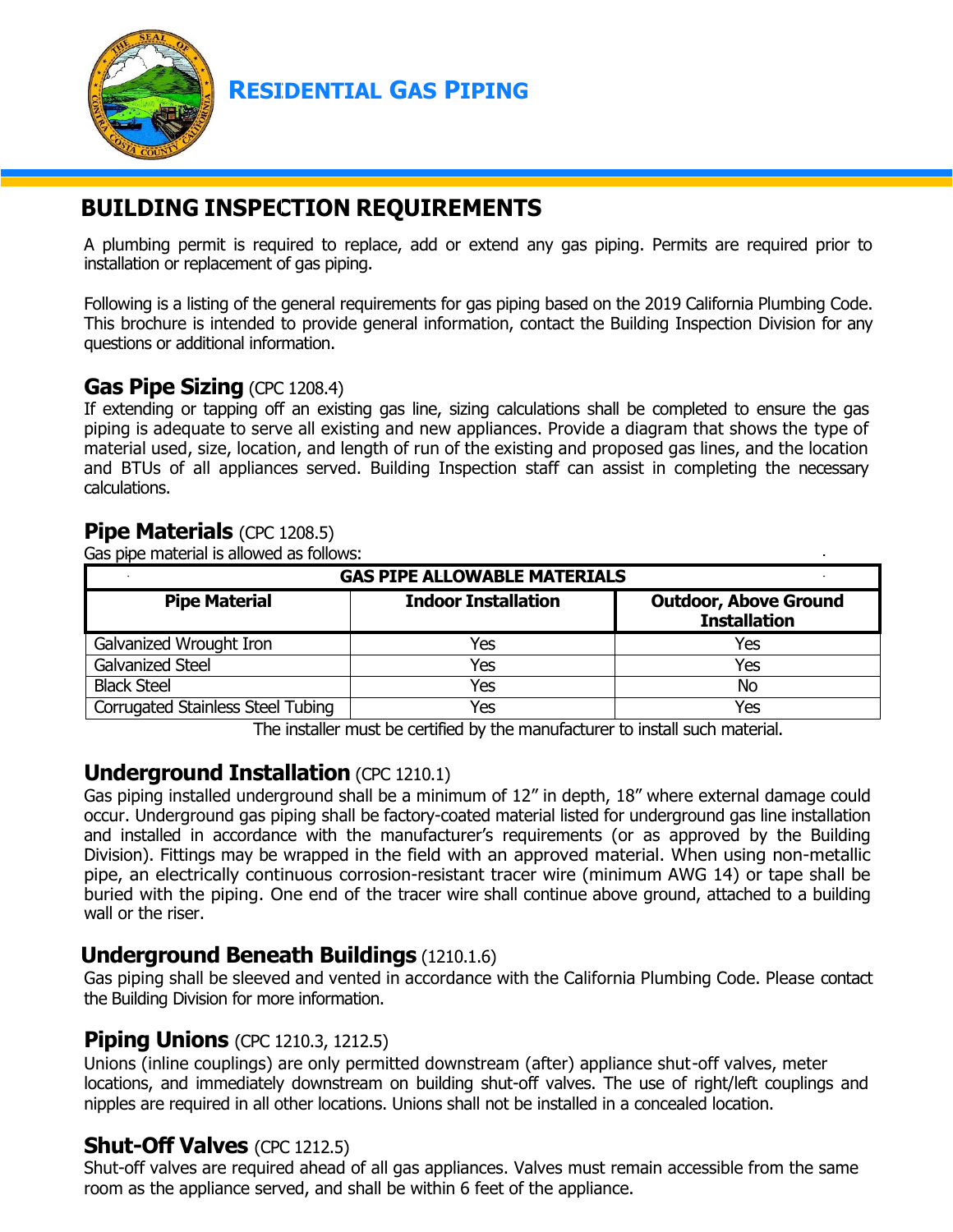# RESIDENTIAL GAS PIPING

## BUILDING INSPECTION REQUIREMENTS

A plumbing permit is required to replace, add or extend any gas piping. Permits are required prior to installation or replacement of gas piping.

Following is a listing of the general requirements for gas piping based on the 2019 California Plumbing Code. This brochure is intended to provide general information, contact the Building Inspection Division for any questions or additional information.

### Gas Pipe Sizing (CPC 1208.4)

If extending or tapping off an existing gas line, sizing calculations shall be completed to ensure the gas piping is adequate to serve all existing and new appliances. Provide a diagram that shows the type of material used, size, location, and length of run of the existing and proposed gas lines, and the location and BTUs of all appliances served. Building Inspection staff can assist in completing the necessary calculations.

### Pipe Materials (CPC 1208.5)

Gas pipe material is allowed as follows:

| GAS PIPE ALLOWABLE MATERIALS | | |
|---|---|---|
| **Pipe Material** | **Indoor Installation** | **Outdoor, Above Ground Installation** |
| Galvanized Wrought Iron | Yes | Yes |
| Galvanized Steel | Yes | Yes |
| Black Steel | Yes | No |
| Corrugated Stainless Steel Tubing | Yes | Yes |

The installer must be certified by the manufacturer to install such material.

### Underground Installation (CPC 1210.1)

Gas piping installed underground shall be a minimum of 12" in depth, 18" where external damage could occur. Underground gas piping shall be factory-coated material listed for underground gas line installation and installed in accordance with the manufacturer's requirements (or as approved by the Building Division). Fittings may be wrapped in the field with an approved material. When using non-metallic pipe, an electrically continuous corrosion-resistant tracer wire (minimum AWG 14) or tape shall be buried with the piping. One end of the tracer wire shall continue above ground, attached to a building wall or the riser.

### Underground Beneath Buildings (1210.1.6)

Gas piping shall be sleeved and vented in accordance with the California Plumbing Code. Please contact the Building Division for more information.

### Piping Unions (CPC 1210.3, 1212.5)

Unions (inline couplings) are only permitted downstream (after) appliance shut-off valves, meter locations, and immediately downstream on building shut-off valves. The use of right/left couplings and nipples are required in all other locations. Unions shall not be installed in a concealed location.

### Shut-Off Valves (CPC 1212.5)

Shut-off valves are required ahead of all gas appliances. Valves must remain accessible from the same room as the appliance served, and shall be within 6 feet of the appliance.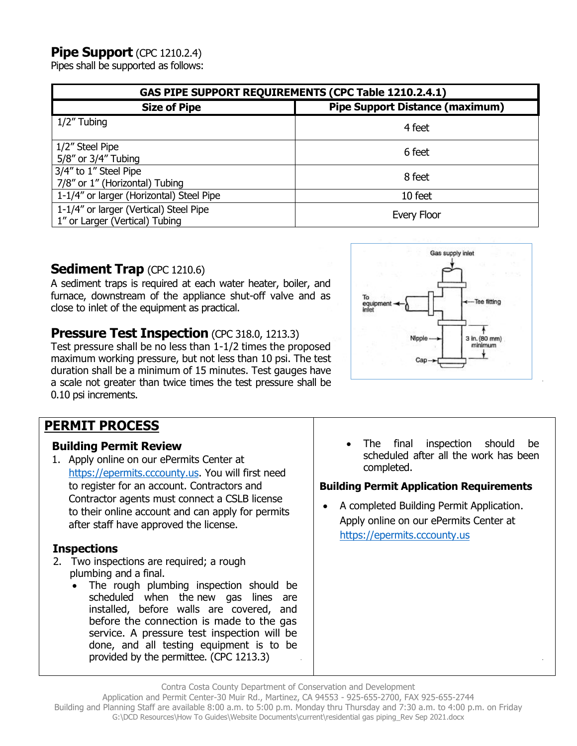## Pipe Support (CPC 1210.2.4)

Pipes shall be supported as follows:

| GAS PIPE SUPPORT REQUIREMENTS (CPC Table 1210.2.4.1) | |
|---|---|
| **Size of Pipe** | **Pipe Support Distance (maximum)** |
| 1/2" Tubing | 4 feet |
| 1/2" Steel Pipe<br>5/8" or 3/4" Tubing | 6 feet |
| 3/4" to 1" Steel Pipe<br>7/8" or 1" (Horizontal) Tubing | 8 feet |
| 1-1/4" or larger (Horizontal) Steel Pipe | 10 feet |
| 1-1/4" or larger (Vertical) Steel Pipe<br>1" or Larger (Vertical) Tubing | Every Floor |

## Sediment Trap (CPC 1210.6)

A sediment traps is required at each water heater, boiler, and furnace, downstream of the appliance shut-off valve and as close to inlet of the equipment as practical.

Gas supply inlet
To equipment inlet
Tee fitting
Nipple
3 in. (80 mm) minimum
Cap

## Pressure Test Inspection (CPC 318.0, 1213.3)

Test pressure shall be no less than 1-1/2 times the proposed maximum working pressure, but not less than 10 psi. The test duration shall be a minimum of 15 minutes. Test gauges have a scale not greater than twice times the test pressure shall be 0.10 psi increments.

## PERMIT PROCESS

### Building Permit Review

1. Apply online on our ePermits Center at https://epermits.cccounty.us. You will first need to register for an account. Contractors and Contractor agents must connect a CSLB license to their online account and can apply for permits after staff have approved the license.

### Inspections

2. Two inspections are required; a rough plumbing and a final.
   - The rough plumbing inspection should be scheduled when the new gas lines are installed, before walls are covered, and before the connection is made to the gas service. A pressure test inspection will be done, and all testing equipment is to be provided by the permittee. (CPC 1213.3)
   - The final inspection should be scheduled after all the work has been completed.

### Building Permit Application Requirements

- A completed Building Permit Application. Apply online on our ePermits Center at https://epermits.cccounty.us

Contra Costa County Department of Conservation and Development
Application and Permit Center-30 Muir Rd., Martinez, CA 94553 - 925-655-2700, FAX 925-655-2744
Building and Planning Staff are available 8:00 a.m. to 5:00 p.m. Monday thru Thursday and 7:30 a.m. to 4:00 p.m. on Friday
G:\DCD Resources\How To Guides\Website Documents\current\residential gas piping_Rev Sep 2021.docx